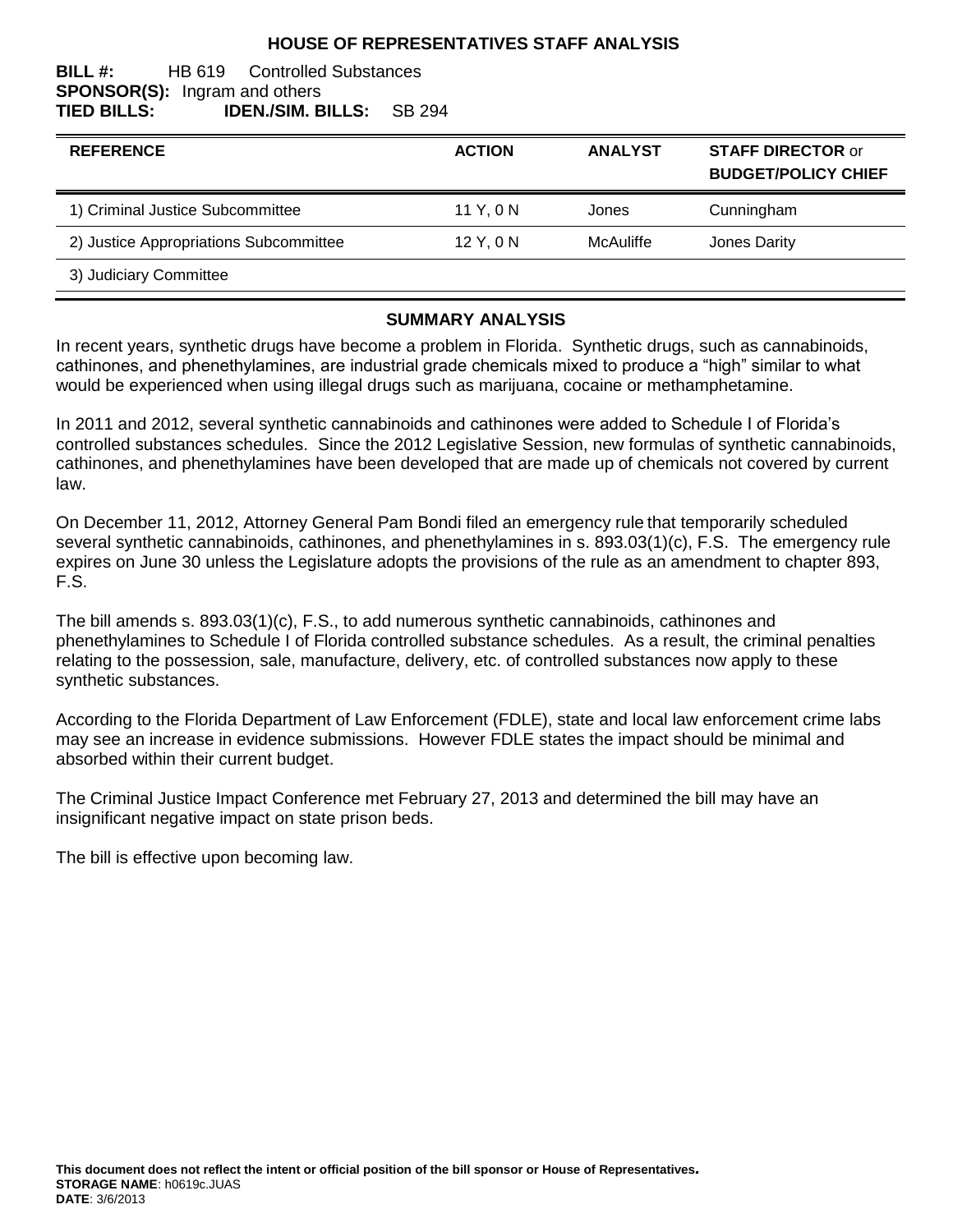# HOUSE OF REPRESENTATIVES STAFF ANALYSIS

**BILL #:** HB 619 Controlled Substances
**SPONSOR(S):** Ingram and others
**TIED BILLS:** **IDEN./SIM. BILLS:** SB 294

| REFERENCE | ACTION | ANALYST | STAFF DIRECTOR or BUDGET/POLICY CHIEF |
|---|---|---|---|
| 1) Criminal Justice Subcommittee | 11 Y, 0 N | Jones | Cunningham |
| 2) Justice Appropriations Subcommittee | 12 Y, 0 N | McAuliffe | Jones Darity |
| 3) Judiciary Committee | | | |

## SUMMARY ANALYSIS

In recent years, synthetic drugs have become a problem in Florida. Synthetic drugs, such as cannabinoids, cathinones, and phenethylamines, are industrial grade chemicals mixed to produce a "high" similar to what would be experienced when using illegal drugs such as marijuana, cocaine or methamphetamine.

In 2011 and 2012, several synthetic cannabinoids and cathinones were added to Schedule I of Florida's controlled substances schedules. Since the 2012 Legislative Session, new formulas of synthetic cannabinoids, cathinones, and phenethylamines have been developed that are made up of chemicals not covered by current law.

On December 11, 2012, Attorney General Pam Bondi filed an emergency rule that temporarily scheduled several synthetic cannabinoids, cathinones, and phenethylamines in s. 893.03(1)(c), F.S. The emergency rule expires on June 30 unless the Legislature adopts the provisions of the rule as an amendment to chapter 893, F.S.

The bill amends s. 893.03(1)(c), F.S., to add numerous synthetic cannabinoids, cathinones and phenethylamines to Schedule I of Florida controlled substance schedules. As a result, the criminal penalties relating to the possession, sale, manufacture, delivery, etc. of controlled substances now apply to these synthetic substances.

According to the Florida Department of Law Enforcement (FDLE), state and local law enforcement crime labs may see an increase in evidence submissions. However FDLE states the impact should be minimal and absorbed within their current budget.

The Criminal Justice Impact Conference met February 27, 2013 and determined the bill may have an insignificant negative impact on state prison beds.

The bill is effective upon becoming law.

**This document does not reflect the intent or official position of the bill sponsor or House of Representatives.**
**STORAGE NAME**: h0619c.JUAS
**DATE**: 3/6/2013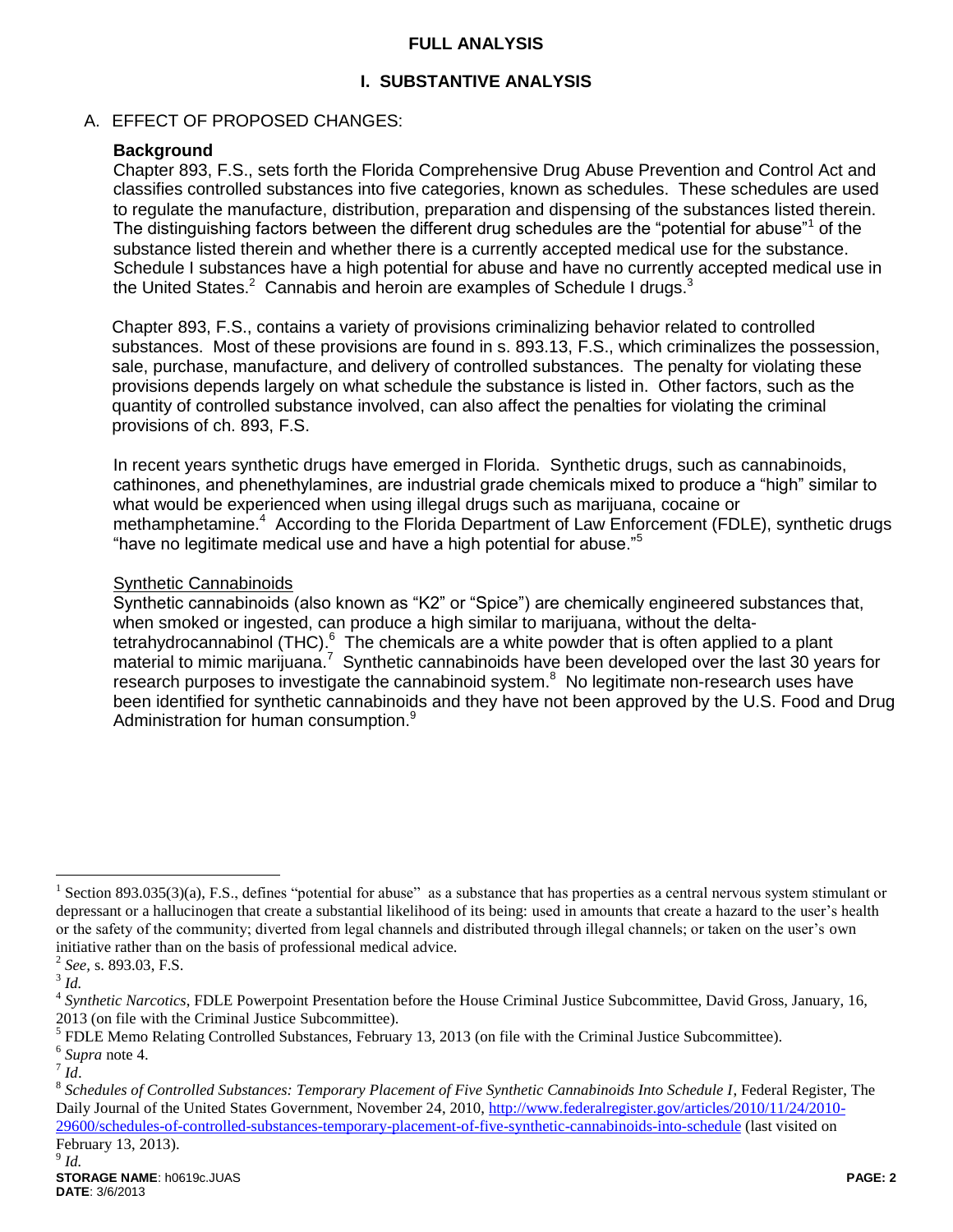## FULL ANALYSIS

## I. SUBSTANTIVE ANALYSIS

### A. EFFECT OF PROPOSED CHANGES:

**Background**

Chapter 893, F.S., sets forth the Florida Comprehensive Drug Abuse Prevention and Control Act and classifies controlled substances into five categories, known as schedules. These schedules are used to regulate the manufacture, distribution, preparation and dispensing of the substances listed therein. The distinguishing factors between the different drug schedules are the "potential for abuse"[1] of the substance listed therein and whether there is a currently accepted medical use for the substance. Schedule I substances have a high potential for abuse and have no currently accepted medical use in the United States.[2] Cannabis and heroin are examples of Schedule I drugs.[3]

Chapter 893, F.S., contains a variety of provisions criminalizing behavior related to controlled substances. Most of these provisions are found in s. 893.13, F.S., which criminalizes the possession, sale, purchase, manufacture, and delivery of controlled substances. The penalty for violating these provisions depends largely on what schedule the substance is listed in. Other factors, such as the quantity of controlled substance involved, can also affect the penalties for violating the criminal provisions of ch. 893, F.S.

In recent years synthetic drugs have emerged in Florida. Synthetic drugs, such as cannabinoids, cathinones, and phenethylamines, are industrial grade chemicals mixed to produce a "high" similar to what would be experienced when using illegal drugs such as marijuana, cocaine or methamphetamine.[4] According to the Florida Department of Law Enforcement (FDLE), synthetic drugs "have no legitimate medical use and have a high potential for abuse."[5]

Synthetic Cannabinoids

Synthetic cannabinoids (also known as "K2" or "Spice") are chemically engineered substances that, when smoked or ingested, can produce a high similar to marijuana, without the delta-tetrahydrocannabinol (THC).[6] The chemicals are a white powder that is often applied to a plant material to mimic marijuana.[7] Synthetic cannabinoids have been developed over the last 30 years for research purposes to investigate the cannabinoid system.[8] No legitimate non-research uses have been identified for synthetic cannabinoids and they have not been approved by the U.S. Food and Drug Administration for human consumption.[9]

---

[1] Section 893.035(3)(a), F.S., defines "potential for abuse" as a substance that has properties as a central nervous system stimulant or depressant or a hallucinogen that create a substantial likelihood of its being: used in amounts that create a hazard to the user's health or the safety of the community; diverted from legal channels and distributed through illegal channels; or taken on the user's own initiative rather than on the basis of professional medical advice.

[2] *See,* s. 893.03, F.S.

[3] *Id.*

[4] *Synthetic Narcotics*, FDLE Powerpoint Presentation before the House Criminal Justice Subcommittee, David Gross, January, 16, 2013 (on file with the Criminal Justice Subcommittee).

[5] FDLE Memo Relating Controlled Substances, February 13, 2013 (on file with the Criminal Justice Subcommittee).

[6] *Supra* note 4.

[7] *Id*.

[8] *Schedules of Controlled Substances: Temporary Placement of Five Synthetic Cannabinoids Into Schedule I*, Federal Register, The Daily Journal of the United States Government, November 24, 2010, http://www.federalregister.gov/articles/2010/11/24/2010-29600/schedules-of-controlled-substances-temporary-placement-of-five-synthetic-cannabinoids-into-schedule (last visited on February 13, 2013).

[9] *Id.*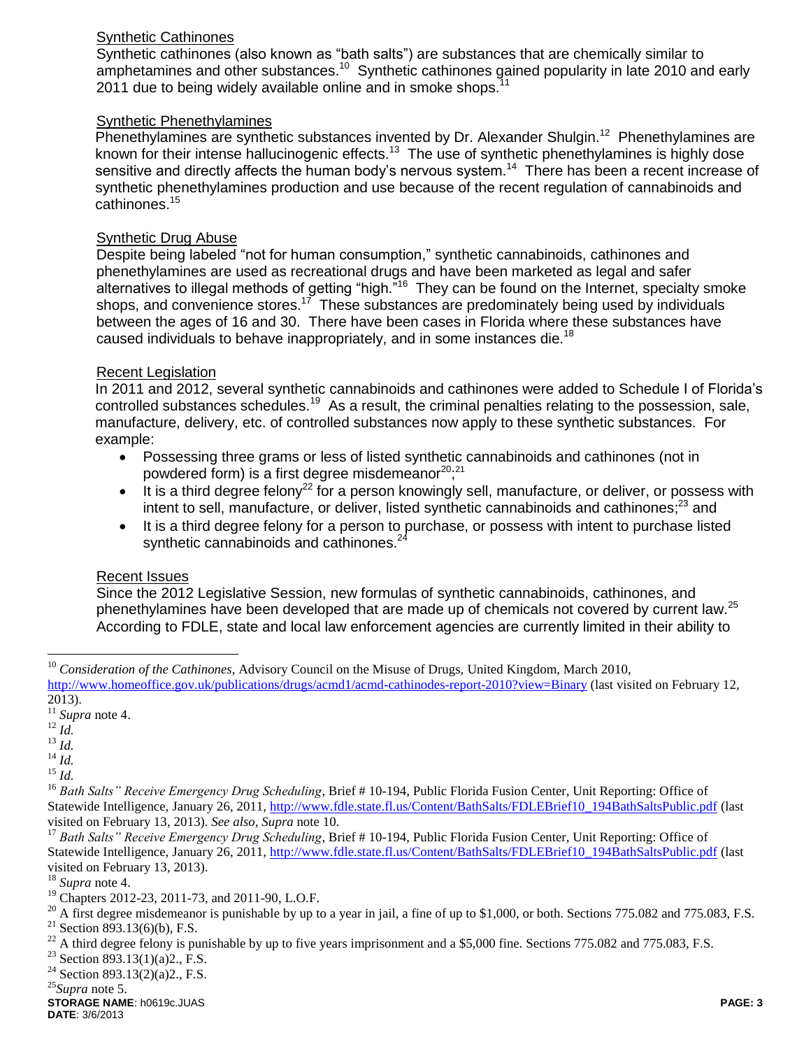Synthetic Cathinones

Synthetic cathinones (also known as "bath salts") are substances that are chemically similar to amphetamines and other substances.[10] Synthetic cathinones gained popularity in late 2010 and early 2011 due to being widely available online and in smoke shops.[11]

Synthetic Phenethylamines

Phenethylamines are synthetic substances invented by Dr. Alexander Shulgin.[12] Phenethylamines are known for their intense hallucinogenic effects.[13] The use of synthetic phenethylamines is highly dose sensitive and directly affects the human body's nervous system.[14] There has been a recent increase of synthetic phenethylamines production and use because of the recent regulation of cannabinoids and cathinones.[15]

Synthetic Drug Abuse

Despite being labeled "not for human consumption," synthetic cannabinoids, cathinones and phenethylamines are used as recreational drugs and have been marketed as legal and safer alternatives to illegal methods of getting "high."[16] They can be found on the Internet, specialty smoke shops, and convenience stores.[17] These substances are predominately being used by individuals between the ages of 16 and 30. There have been cases in Florida where these substances have caused individuals to behave inappropriately, and in some instances die.[18]

Recent Legislation

In 2011 and 2012, several synthetic cannabinoids and cathinones were added to Schedule I of Florida's controlled substances schedules.[19] As a result, the criminal penalties relating to the possession, sale, manufacture, delivery, etc. of controlled substances now apply to these synthetic substances. For example:

- Possessing three grams or less of listed synthetic cannabinoids and cathinones (not in powdered form) is a first degree misdemeanor[20];[21]
- It is a third degree felony[22] for a person knowingly sell, manufacture, or deliver, or possess with intent to sell, manufacture, or deliver, listed synthetic cannabinoids and cathinones;[23] and
- It is a third degree felony for a person to purchase, or possess with intent to purchase listed synthetic cannabinoids and cathinones.[24]

Recent Issues

Since the 2012 Legislative Session, new formulas of synthetic cannabinoids, cathinones, and phenethylamines have been developed that are made up of chemicals not covered by current law.[25] According to FDLE, state and local law enforcement agencies are currently limited in their ability to

---

[10] *Consideration of the Cathinones*, Advisory Council on the Misuse of Drugs, United Kingdom, March 2010, http://www.homeoffice.gov.uk/publications/drugs/acmd1/acmd-cathinodes-report-2010?view=Binary (last visited on February 12, 2013).

[11] *Supra* note 4.

[12] *Id.*

[13] *Id.*

[14] *Id.*

[15] *Id.*

[16] *Bath Salts" Receive Emergency Drug Scheduling*, Brief # 10-194, Public Florida Fusion Center, Unit Reporting: Office of Statewide Intelligence, January 26, 2011, http://www.fdle.state.fl.us/Content/BathSalts/FDLEBrief10_194BathSaltsPublic.pdf (last visited on February 13, 2013). *See also, Supra* note 10.

[17] *Bath Salts" Receive Emergency Drug Scheduling*, Brief # 10-194, Public Florida Fusion Center, Unit Reporting: Office of Statewide Intelligence, January 26, 2011, http://www.fdle.state.fl.us/Content/BathSalts/FDLEBrief10_194BathSaltsPublic.pdf (last visited on February 13, 2013).

[18] *Supra* note 4.

[19] Chapters 2012-23, 2011-73, and 2011-90, L.O.F.

[20] A first degree misdemeanor is punishable by up to a year in jail, a fine of up to $1,000, or both. Sections 775.082 and 775.083, F.S.

[21] Section 893.13(6)(b), F.S.

[22] A third degree felony is punishable by up to five years imprisonment and a $5,000 fine. Sections 775.082 and 775.083, F.S.

[23] Section 893.13(1)(a)2., F.S.

[24] Section 893.13(2)(a)2., F.S.

[25] *Supra* note 5.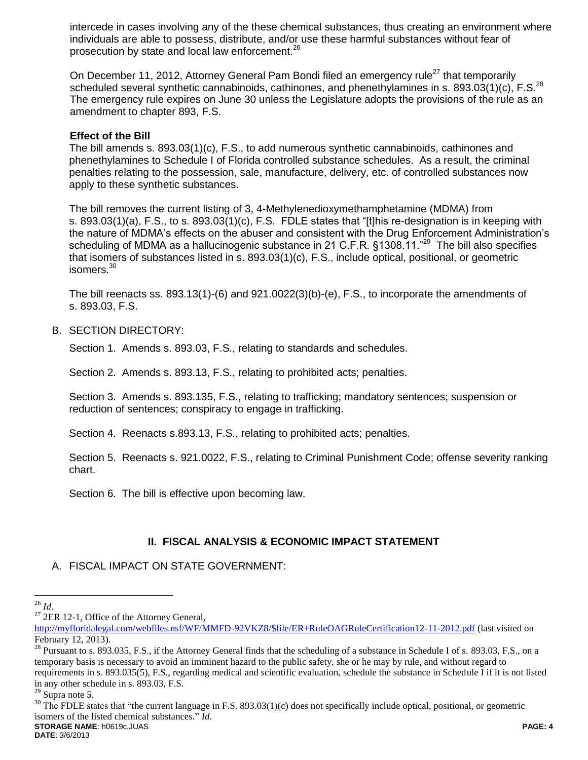intercede in cases involving any of the these chemical substances, thus creating an environment where individuals are able to possess, distribute, and/or use these harmful substances without fear of prosecution by state and local law enforcement.[26]

On December 11, 2012, Attorney General Pam Bondi filed an emergency rule[27] that temporarily scheduled several synthetic cannabinoids, cathinones, and phenethylamines in s. 893.03(1)(c), F.S.[28] The emergency rule expires on June 30 unless the Legislature adopts the provisions of the rule as an amendment to chapter 893, F.S.

**Effect of the Bill**

The bill amends s. 893.03(1)(c), F.S., to add numerous synthetic cannabinoids, cathinones and phenethylamines to Schedule I of Florida controlled substance schedules. As a result, the criminal penalties relating to the possession, sale, manufacture, delivery, etc. of controlled substances now apply to these synthetic substances.

The bill removes the current listing of 3, 4-Methylenedioxymethamphetamine (MDMA) from s. 893.03(1)(a), F.S., to s. 893.03(1)(c), F.S. FDLE states that "[t]his re-designation is in keeping with the nature of MDMA's effects on the abuser and consistent with the Drug Enforcement Administration's scheduling of MDMA as a hallucinogenic substance in 21 C.F.R. §1308.11."[29] The bill also specifies that isomers of substances listed in s. 893.03(1)(c), F.S., include optical, positional, or geometric isomers.[30]

The bill reenacts ss. 893.13(1)-(6) and 921.0022(3)(b)-(e), F.S., to incorporate the amendments of s. 893.03, F.S.

B. SECTION DIRECTORY:

Section 1. Amends s. 893.03, F.S., relating to standards and schedules.

Section 2. Amends s. 893.13, F.S., relating to prohibited acts; penalties.

Section 3. Amends s. 893.135, F.S., relating to trafficking; mandatory sentences; suspension or reduction of sentences; conspiracy to engage in trafficking.

Section 4. Reenacts s.893.13, F.S., relating to prohibited acts; penalties.

Section 5. Reenacts s. 921.0022, F.S., relating to Criminal Punishment Code; offense severity ranking chart.

Section 6. The bill is effective upon becoming law.

## II. FISCAL ANALYSIS & ECONOMIC IMPACT STATEMENT

A. FISCAL IMPACT ON STATE GOVERNMENT:

---

[26] *Id.*

[27] 2ER 12-1, Office of the Attorney General, http://myfloridalegal.com/webfiles.nsf/WF/MMFD-92VKZ8/$file/ER+RuleOAGRuleCertification12-11-2012.pdf (last visited on February 12, 2013).

[28] Pursuant to s. 893.035, F.S., if the Attorney General finds that the scheduling of a substance in Schedule I of s. 893.03, F.S., on a temporary basis is necessary to avoid an imminent hazard to the public safety, she or he may by rule, and without regard to requirements in s. 893.035(5), F.S., regarding medical and scientific evaluation, schedule the substance in Schedule I if it is not listed in any other schedule in s. 893.03, F.S.

[29] Supra note 5.

[30] The FDLE states that "the current language in F.S. 893.03(1)(c) does not specifically include optical, positional, or geometric isomers of the listed chemical substances." *Id.*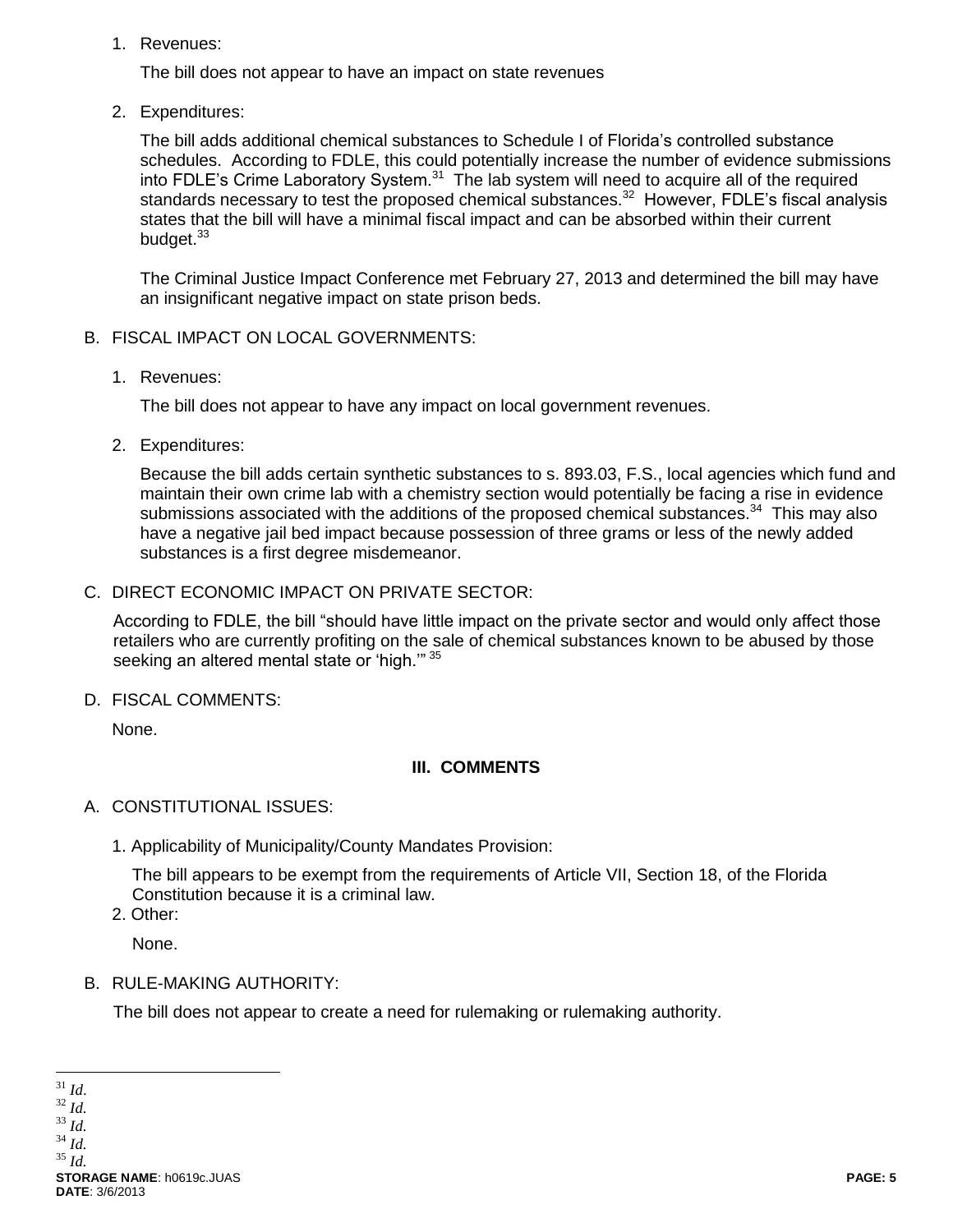1. Revenues:

   The bill does not appear to have an impact on state revenues

2. Expenditures:

   The bill adds additional chemical substances to Schedule I of Florida's controlled substance schedules. According to FDLE, this could potentially increase the number of evidence submissions into FDLE's Crime Laboratory System.[31] The lab system will need to acquire all of the required standards necessary to test the proposed chemical substances.[32] However, FDLE's fiscal analysis states that the bill will have a minimal fiscal impact and can be absorbed within their current budget.[33]

   The Criminal Justice Impact Conference met February 27, 2013 and determined the bill may have an insignificant negative impact on state prison beds.

B. FISCAL IMPACT ON LOCAL GOVERNMENTS:

1. Revenues:

   The bill does not appear to have any impact on local government revenues.

2. Expenditures:

   Because the bill adds certain synthetic substances to s. 893.03, F.S., local agencies which fund and maintain their own crime lab with a chemistry section would potentially be facing a rise in evidence submissions associated with the additions of the proposed chemical substances.[34] This may also have a negative jail bed impact because possession of three grams or less of the newly added substances is a first degree misdemeanor.

C. DIRECT ECONOMIC IMPACT ON PRIVATE SECTOR:

According to FDLE, the bill "should have little impact on the private sector and would only affect those retailers who are currently profiting on the sale of chemical substances known to be abused by those seeking an altered mental state or 'high.'"[35]

D. FISCAL COMMENTS:

None.

## III. COMMENTS

A. CONSTITUTIONAL ISSUES:

1. Applicability of Municipality/County Mandates Provision:

   The bill appears to be exempt from the requirements of Article VII, Section 18, of the Florida Constitution because it is a criminal law.

2. Other:

   None.

B. RULE-MAKING AUTHORITY:

The bill does not appear to create a need for rulemaking or rulemaking authority.

---

[31] *Id*.
[32] *Id.*
[33] *Id.*
[34] *Id.*
[35] *Id.*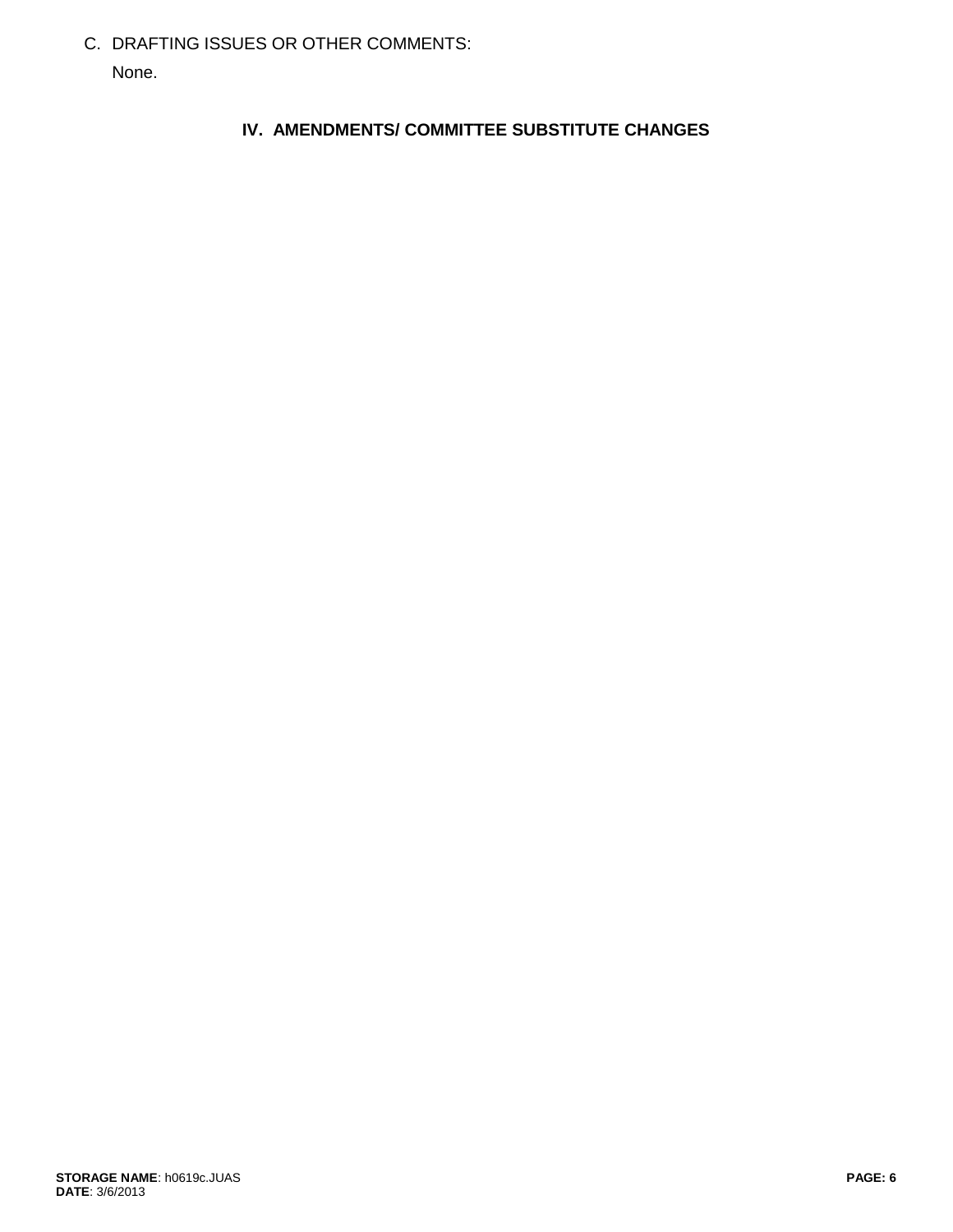C. DRAFTING ISSUES OR OTHER COMMENTS:

None.

## IV. AMENDMENTS/ COMMITTEE SUBSTITUTE CHANGES